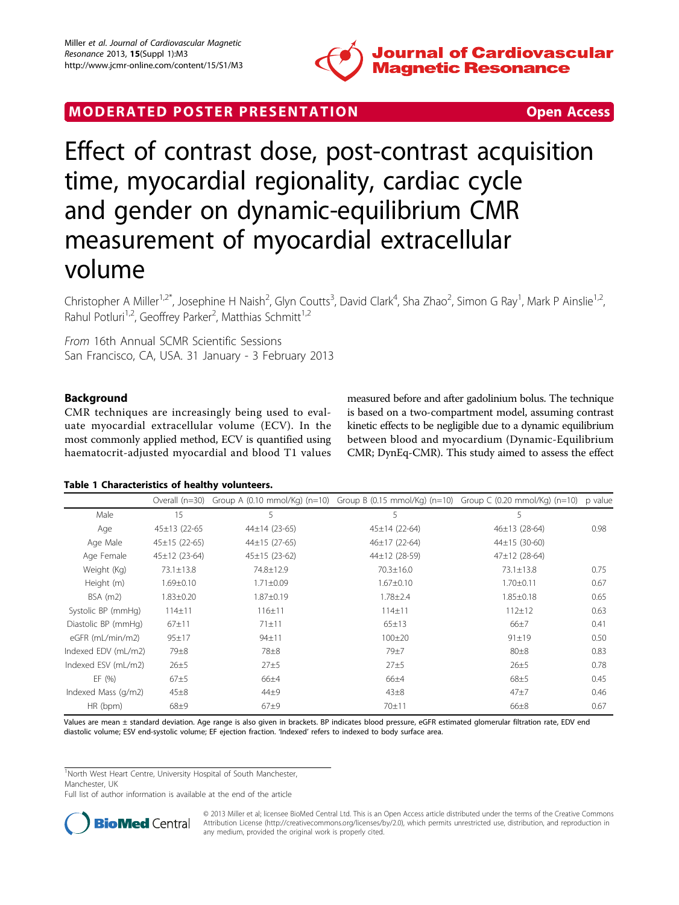MODERATED POSTER PRESENTATION **Open Access**

# Effect of contrast dose, post-contrast acquisition time, myocardial regionality, cardiac cycle and gender on dynamic-equilibrium CMR measurement of myocardial extracellular volume

Christopher A Miller[1,2*], Josephine H Naish[2], Glyn Coutts[3], David Clark[4], Sha Zhao[2], Simon G Ray[1], Mark P Ainslie[1,2], Rahul Potluri[1,2], Geoffrey Parker[2], Matthias Schmitt[1,2]

*From* 16th Annual SCMR Scientific Sessions
San Francisco, CA, USA. 31 January - 3 February 2013

## Background

CMR techniques are increasingly being used to evaluate myocardial extracellular volume (ECV). In the most commonly applied method, ECV is quantified using haematocrit-adjusted myocardial and blood T1 values measured before and after gadolinium bolus. The technique is based on a two-compartment model, assuming contrast kinetic effects to be negligible due to a dynamic equilibrium between blood and myocardium (Dynamic-Equilibrium CMR; DynEq-CMR). This study aimed to assess the effect

**Table 1 Characteristics of healthy volunteers.**

| | Overall (n=30) | Group A (0.10 mmol/Kg) (n=10) | Group B (0.15 mmol/Kg) (n=10) | Group C (0.20 mmol/Kg) (n=10) | p value |
|---|---|---|---|---|---|
| Male | 15 | 5 | 5 | 5 | |
| Age | 45±13 (22-65 | 44±14 (23-65) | 45±14 (22-64) | 46±13 (28-64) | 0.98 |
| Age Male | 45±15 (22-65) | 44±15 (27-65) | 46±17 (22-64) | 44±15 (30-60) | |
| Age Female | 45±12 (23-64) | 45±15 (23-62) | 44±12 (28-59) | 47±12 (28-64) | |
| Weight (Kg) | 73.1±13.8 | 74.8±12.9 | 70.3±16.0 | 73.1±13.8 | 0.75 |
| Height (m) | 1.69±0.10 | 1.71±0.09 | 1.67±0.10 | 1.70±0.11 | 0.67 |
| BSA (m2) | 1.83±0.20 | 1.87±0.19 | 1.78±2.4 | 1.85±0.18 | 0.65 |
| Systolic BP (mmHg) | 114±11 | 116±11 | 114±11 | 112±12 | 0.63 |
| Diastolic BP (mmHg) | 67±11 | 71±11 | 65±13 | 66±7 | 0.41 |
| eGFR (mL/min/m2) | 95±17 | 94±11 | 100±20 | 91±19 | 0.50 |
| Indexed EDV (mL/m2) | 79±8 | 78±8 | 79±7 | 80±8 | 0.83 |
| Indexed ESV (mL/m2) | 26±5 | 27±5 | 27±5 | 26±5 | 0.78 |
| EF (%) | 67±5 | 66±4 | 66±4 | 68±5 | 0.45 |
| Indexed Mass (g/m2) | 45±8 | 44±9 | 43±8 | 47±7 | 0.46 |
| HR (bpm) | 68±9 | 67±9 | 70±11 | 66±8 | 0.67 |

Values are mean ± standard deviation. Age range is also given in brackets. BP indicates blood pressure, eGFR estimated glomerular filtration rate, EDV end diastolic volume; ESV end-systolic volume; EF ejection fraction. 'Indexed' refers to indexed to body surface area.

[1]North West Heart Centre, University Hospital of South Manchester, Manchester, UK
Full list of author information is available at the end of the article

© 2013 Miller et al; licensee BioMed Central Ltd. This is an Open Access article distributed under the terms of the Creative Commons Attribution License (http://creativecommons.org/licenses/by/2.0), which permits unrestricted use, distribution, and reproduction in any medium, provided the original work is properly cited.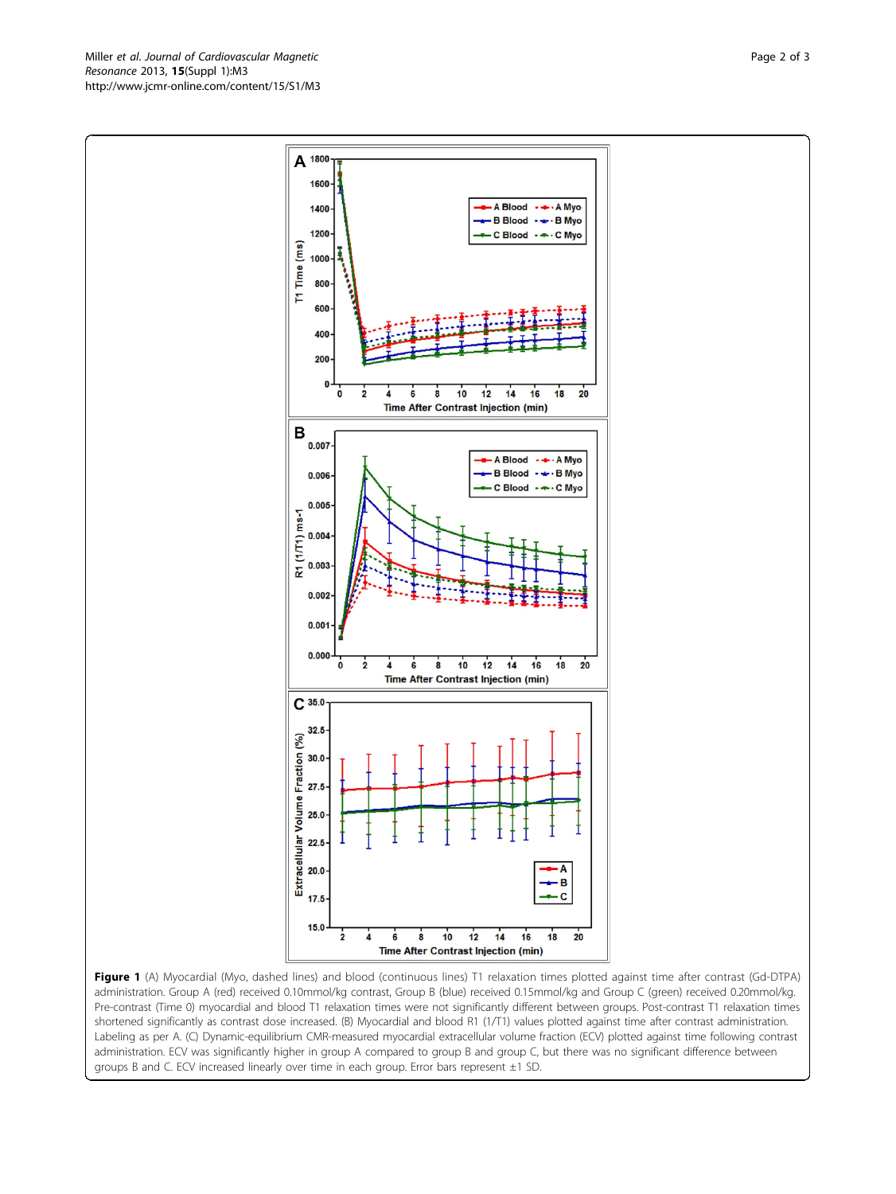A

1800
1600
1400
1200
1000
800
600
400
200
0

T1 Time (ms)

0 2 4 6 8 10 12 14 16 18 20

Time After Contrast Injection (min)

A Blood
A Myo
B Blood
B Myo
C Blood
C Myo

B

0.007
0.006
0.005
0.004
0.003
0.002
0.001
0.000

R1 (1/T1) ms-1

0 2 4 6 8 10 12 14 16 18 20

Time After Contrast Injection (min)

A Blood
A Myo
B Blood
B Myo
C Blood
C Myo

C

35.0
32.5
30.0
27.5
25.0
22.5
20.0
17.5
15.0

Extracellular Volume Fraction (%)

2 4 6 8 10 12 14 16 18 20

Time After Contrast Injection (min)

A
B
C

**Figure 1** (A) Myocardial (Myo, dashed lines) and blood (continuous lines) T1 relaxation times plotted against time after contrast (Gd-DTPA) administration. Group A (red) received 0.10mmol/kg contrast, Group B (blue) received 0.15mmol/kg and Group C (green) received 0.20mmol/kg. Pre-contrast (Time 0) myocardial and blood T1 relaxation times were not significantly different between groups. Post-contrast T1 relaxation times shortened significantly as contrast dose increased. (B) Myocardial and blood R1 (1/T1) values plotted against time after contrast administration. Labeling as per A. (C) Dynamic-equilibrium CMR-measured myocardial extracellular volume fraction (ECV) plotted against time following contrast administration. ECV was significantly higher in group A compared to group B and group C, but there was no significant difference between groups B and C. ECV increased linearly over time in each group. Error bars represent ±1 SD.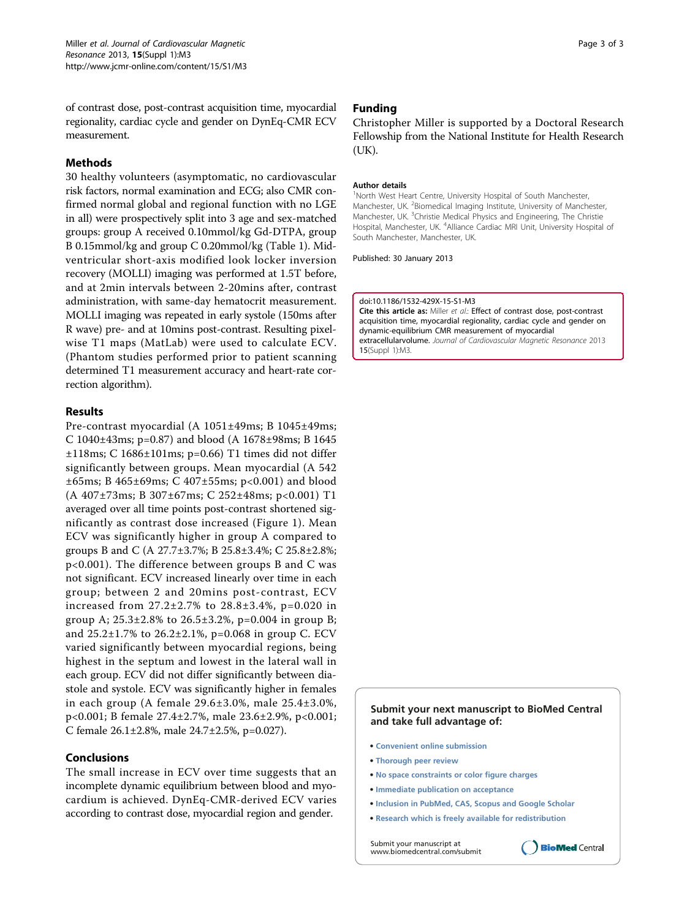of contrast dose, post-contrast acquisition time, myocardial regionality, cardiac cycle and gender on DynEq-CMR ECV measurement.

## Methods

30 healthy volunteers (asymptomatic, no cardiovascular risk factors, normal examination and ECG; also CMR confirmed normal global and regional function with no LGE in all) were prospectively split into 3 age and sex-matched groups: group A received 0.10mmol/kg Gd-DTPA, group B 0.15mmol/kg and group C 0.20mmol/kg (Table 1). Mid-ventricular short-axis modified look locker inversion recovery (MOLLI) imaging was performed at 1.5T before, and at 2min intervals between 2-20mins after, contrast administration, with same-day hematocrit measurement. MOLLI imaging was repeated in early systole (150ms after R wave) pre- and at 10mins post-contrast. Resulting pixel-wise T1 maps (MatLab) were used to calculate ECV. (Phantom studies performed prior to patient scanning determined T1 measurement accuracy and heart-rate correction algorithm).

## Results

Pre-contrast myocardial (A 1051±49ms; B 1045±49ms; C 1040±43ms; p=0.87) and blood (A 1678±98ms; B 1645 ±118ms; C 1686±101ms; p=0.66) T1 times did not differ significantly between groups. Mean myocardial (A 542 ±65ms; B 465±69ms; C 407±55ms; p<0.001) and blood (A 407±73ms; B 307±67ms; C 252±48ms; p<0.001) T1 averaged over all time points post-contrast shortened significantly as contrast dose increased (Figure 1). Mean ECV was significantly higher in group A compared to groups B and C (A 27.7±3.7%; B 25.8±3.4%; C 25.8±2.8%; p<0.001). The difference between groups B and C was not significant. ECV increased linearly over time in each group; between 2 and 20mins post-contrast, ECV increased from 27.2±2.7% to 28.8±3.4%, p=0.020 in group A; 25.3±2.8% to 26.5±3.2%, p=0.004 in group B; and 25.2±1.7% to 26.2±2.1%, p=0.068 in group C. ECV varied significantly between myocardial regions, being highest in the septum and lowest in the lateral wall in each group. ECV did not differ significantly between diastole and systole. ECV was significantly higher in females in each group (A female 29.6±3.0%, male 25.4±3.0%, p<0.001; B female 27.4±2.7%, male 23.6±2.9%, p<0.001; C female 26.1±2.8%, male 24.7±2.5%, p=0.027).

## Conclusions

The small increase in ECV over time suggests that an incomplete dynamic equilibrium between blood and myocardium is achieved. DynEq-CMR-derived ECV varies according to contrast dose, myocardial region and gender.

## Funding

Christopher Miller is supported by a Doctoral Research Fellowship from the National Institute for Health Research (UK).

### Author details

[1]North West Heart Centre, University Hospital of South Manchester, Manchester, UK. [2]Biomedical Imaging Institute, University of Manchester, Manchester, UK. [3]Christie Medical Physics and Engineering, The Christie Hospital, Manchester, UK. [4]Alliance Cardiac MRI Unit, University Hospital of South Manchester, Manchester, UK.

Published: 30 January 2013

doi:10.1186/1532-429X-15-S1-M3

**Cite this article as:** Miller *et al.*: Effect of contrast dose, post-contrast acquisition time, myocardial regionality, cardiac cycle and gender on dynamic-equilibrium CMR measurement of myocardial extracellularvolume. *Journal of Cardiovascular Magnetic Resonance* 2013 **15**(Suppl 1):M3.

**Submit your next manuscript to BioMed Central and take full advantage of:**

- Convenient online submission
- Thorough peer review
- No space constraints or color figure charges
- Immediate publication on acceptance
- Inclusion in PubMed, CAS, Scopus and Google Scholar
- Research which is freely available for redistribution

Submit your manuscript at www.biomedcentral.com/submit

BioMed Central